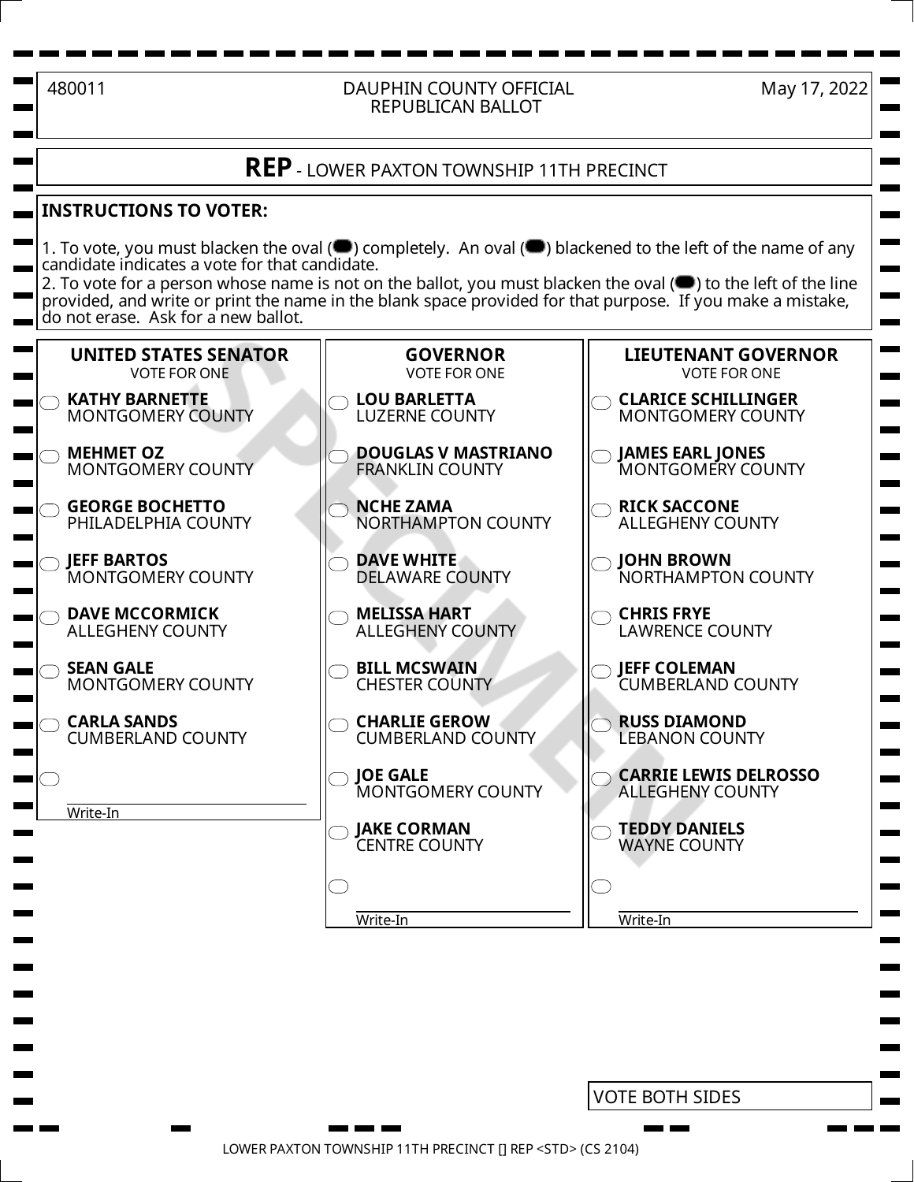480011

# DAUPHIN COUNTY OFFICIAL REPUBLICAN BALLOT

May 17, 2022

## REP - LOWER PAXTON TOWNSHIP 11TH PRECINCT

**INSTRUCTIONS TO VOTER:**

1. To vote, you must blacken the oval (⬬) completely. An oval (⬬) blackened to the left of the name of any candidate indicates a vote for that candidate.
2. To vote for a person whose name is not on the ballot, you must blacken the oval (⬬) to the left of the line provided, and write or print the name in the blank space provided for that purpose. If you make a mistake, do not erase. Ask for a new ballot.

### UNITED STATES SENATOR
VOTE FOR ONE

- **KATHY BARNETTE** MONTGOMERY COUNTY
- **MEHMET OZ** MONTGOMERY COUNTY
- **GEORGE BOCHETTO** PHILADELPHIA COUNTY
- **JEFF BARTOS** MONTGOMERY COUNTY
- **DAVE MCCORMICK** ALLEGHENY COUNTY
- **SEAN GALE** MONTGOMERY COUNTY
- **CARLA SANDS** CUMBERLAND COUNTY
- Write-In

### GOVERNOR
VOTE FOR ONE

- **LOU BARLETTA** LUZERNE COUNTY
- **DOUGLAS V MASTRIANO** FRANKLIN COUNTY
- **NCHE ZAMA** NORTHAMPTON COUNTY
- **DAVE WHITE** DELAWARE COUNTY
- **MELISSA HART** ALLEGHENY COUNTY
- **BILL MCSWAIN** CHESTER COUNTY
- **CHARLIE GEROW** CUMBERLAND COUNTY
- **JOE GALE** MONTGOMERY COUNTY
- **JAKE CORMAN** CENTRE COUNTY
- Write-In

### LIEUTENANT GOVERNOR
VOTE FOR ONE

- **CLARICE SCHILLINGER** MONTGOMERY COUNTY
- **JAMES EARL JONES** MONTGOMERY COUNTY
- **RICK SACCONE** ALLEGHENY COUNTY
- **JOHN BROWN** NORTHAMPTON COUNTY
- **CHRIS FRYE** LAWRENCE COUNTY
- **JEFF COLEMAN** CUMBERLAND COUNTY
- **RUSS DIAMOND** LEBANON COUNTY
- **CARRIE LEWIS DELROSSO** ALLEGHENY COUNTY
- **TEDDY DANIELS** WAYNE COUNTY
- Write-In

SPECIMEN

VOTE BOTH SIDES

LOWER PAXTON TOWNSHIP 11TH PRECINCT [] REP <STD> (CS 2104)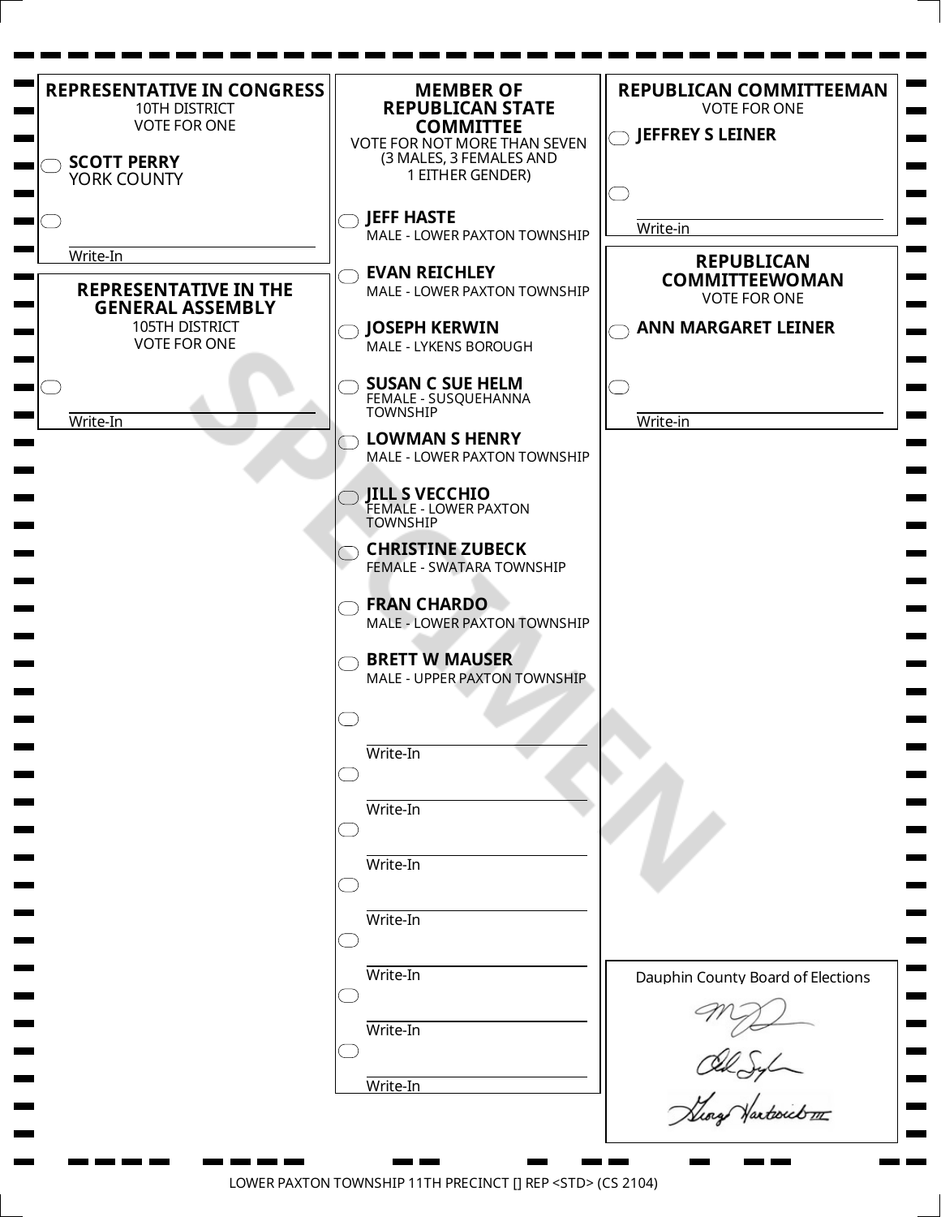## REPRESENTATIVE IN CONGRESS
10TH DISTRICT
VOTE FOR ONE

- **SCOTT PERRY**
  YORK COUNTY
- Write-In

## REPRESENTATIVE IN THE GENERAL ASSEMBLY
105TH DISTRICT
VOTE FOR ONE

- Write-In

## MEMBER OF REPUBLICAN STATE COMMITTEE
VOTE FOR NOT MORE THAN SEVEN
(3 MALES, 3 FEMALES AND 1 EITHER GENDER)

- **JEFF HASTE**
  MALE - LOWER PAXTON TOWNSHIP
- **EVAN REICHLEY**
  MALE - LOWER PAXTON TOWNSHIP
- **JOSEPH KERWIN**
  MALE - LYKENS BOROUGH
- **SUSAN C SUE HELM**
  FEMALE - SUSQUEHANNA TOWNSHIP
- **LOWMAN S HENRY**
  MALE - LOWER PAXTON TOWNSHIP
- **JILL S VECCHIO**
  FEMALE - LOWER PAXTON TOWNSHIP
- **CHRISTINE ZUBECK**
  FEMALE - SWATARA TOWNSHIP
- **FRAN CHARDO**
  MALE - LOWER PAXTON TOWNSHIP
- **BRETT W MAUSER**
  MALE - UPPER PAXTON TOWNSHIP
- Write-In
- Write-In
- Write-In
- Write-In
- Write-In
- Write-In
- Write-In

## REPUBLICAN COMMITTEEMAN
VOTE FOR ONE

- **JEFFREY S LEINER**
- Write-in

## REPUBLICAN COMMITTEEWOMAN
VOTE FOR ONE

- **ANN MARGARET LEINER**
- Write-in

SPECIMEN

Dauphin County Board of Elections

LOWER PAXTON TOWNSHIP 11TH PRECINCT [] REP <STD> (CS 2104)